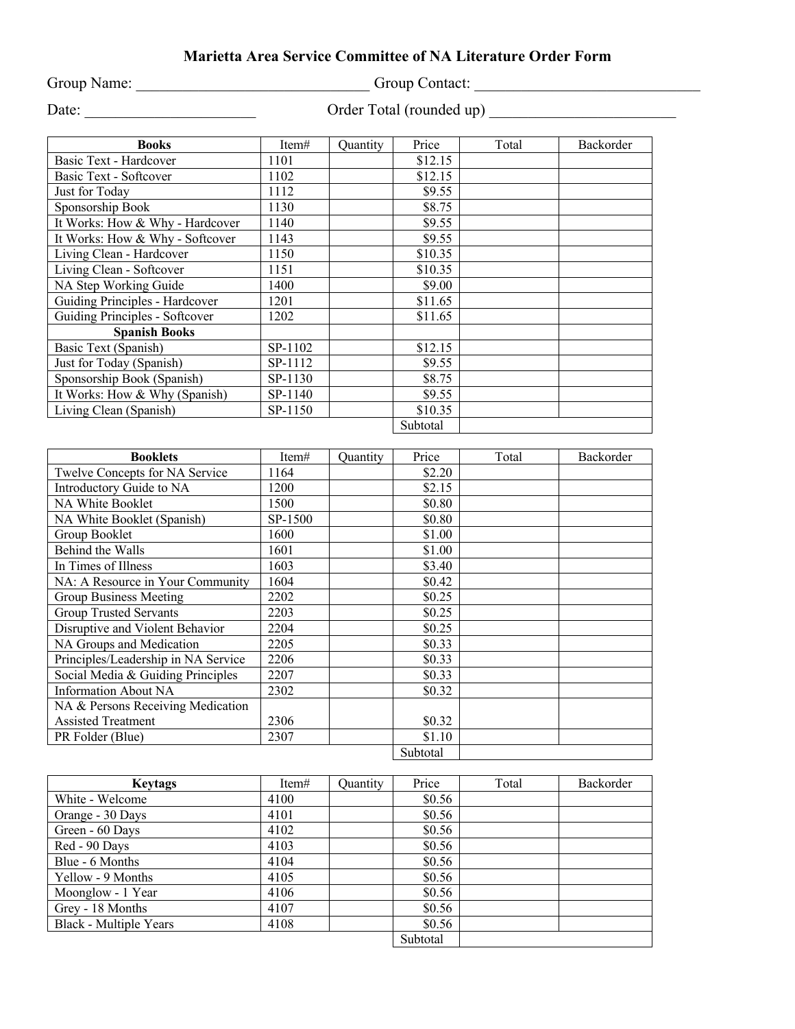# Marietta Area Service Committee of NA Literature Order Form

Group Name: ______________________________ Group Contact: ______________________________

Date: ______________________ Order Total (rounded up) ________________________

| Books | Item# | Quantity | Price | Total | Backorder |
|---|---|---|---|---|---|
| Basic Text - Hardcover | 1101 | | $12.15 | | |
| Basic Text - Softcover | 1102 | | $12.15 | | |
| Just for Today | 1112 | | $9.55 | | |
| Sponsorship Book | 1130 | | $8.75 | | |
| It Works: How & Why - Hardcover | 1140 | | $9.55 | | |
| It Works: How & Why - Softcover | 1143 | | $9.55 | | |
| Living Clean - Hardcover | 1150 | | $10.35 | | |
| Living Clean - Softcover | 1151 | | $10.35 | | |
| NA Step Working Guide | 1400 | | $9.00 | | |
| Guiding Principles - Hardcover | 1201 | | $11.65 | | |
| Guiding Principles - Softcover | 1202 | | $11.65 | | |
| **Spanish Books** | | | | | |
| Basic Text (Spanish) | SP-1102 | | $12.15 | | |
| Just for Today (Spanish) | SP-1112 | | $9.55 | | |
| Sponsorship Book (Spanish) | SP-1130 | | $8.75 | | |
| It Works: How & Why (Spanish) | SP-1140 | | $9.55 | | |
| Living Clean (Spanish) | SP-1150 | | $10.35 | | |
| | | | Subtotal | | |

| Booklets | Item# | Quantity | Price | Total | Backorder |
|---|---|---|---|---|---|
| Twelve Concepts for NA Service | 1164 | | $2.20 | | |
| Introductory Guide to NA | 1200 | | $2.15 | | |
| NA White Booklet | 1500 | | $0.80 | | |
| NA White Booklet (Spanish) | SP-1500 | | $0.80 | | |
| Group Booklet | 1600 | | $1.00 | | |
| Behind the Walls | 1601 | | $1.00 | | |
| In Times of Illness | 1603 | | $3.40 | | |
| NA: A Resource in Your Community | 1604 | | $0.42 | | |
| Group Business Meeting | 2202 | | $0.25 | | |
| Group Trusted Servants | 2203 | | $0.25 | | |
| Disruptive and Violent Behavior | 2204 | | $0.25 | | |
| NA Groups and Medication | 2205 | | $0.33 | | |
| Principles/Leadership in NA Service | 2206 | | $0.33 | | |
| Social Media & Guiding Principles | 2207 | | $0.33 | | |
| Information About NA | 2302 | | $0.32 | | |
| NA & Persons Receiving Medication Assisted Treatment | 2306 | | $0.32 | | |
| PR Folder (Blue) | 2307 | | $1.10 | | |
| | | | Subtotal | | |

| Keytags | Item# | Quantity | Price | Total | Backorder |
|---|---|---|---|---|---|
| White - Welcome | 4100 | | $0.56 | | |
| Orange - 30 Days | 4101 | | $0.56 | | |
| Green - 60 Days | 4102 | | $0.56 | | |
| Red - 90 Days | 4103 | | $0.56 | | |
| Blue - 6 Months | 4104 | | $0.56 | | |
| Yellow - 9 Months | 4105 | | $0.56 | | |
| Moonglow - 1 Year | 4106 | | $0.56 | | |
| Grey - 18 Months | 4107 | | $0.56 | | |
| Black - Multiple Years | 4108 | | $0.56 | | |
| | | | Subtotal | | |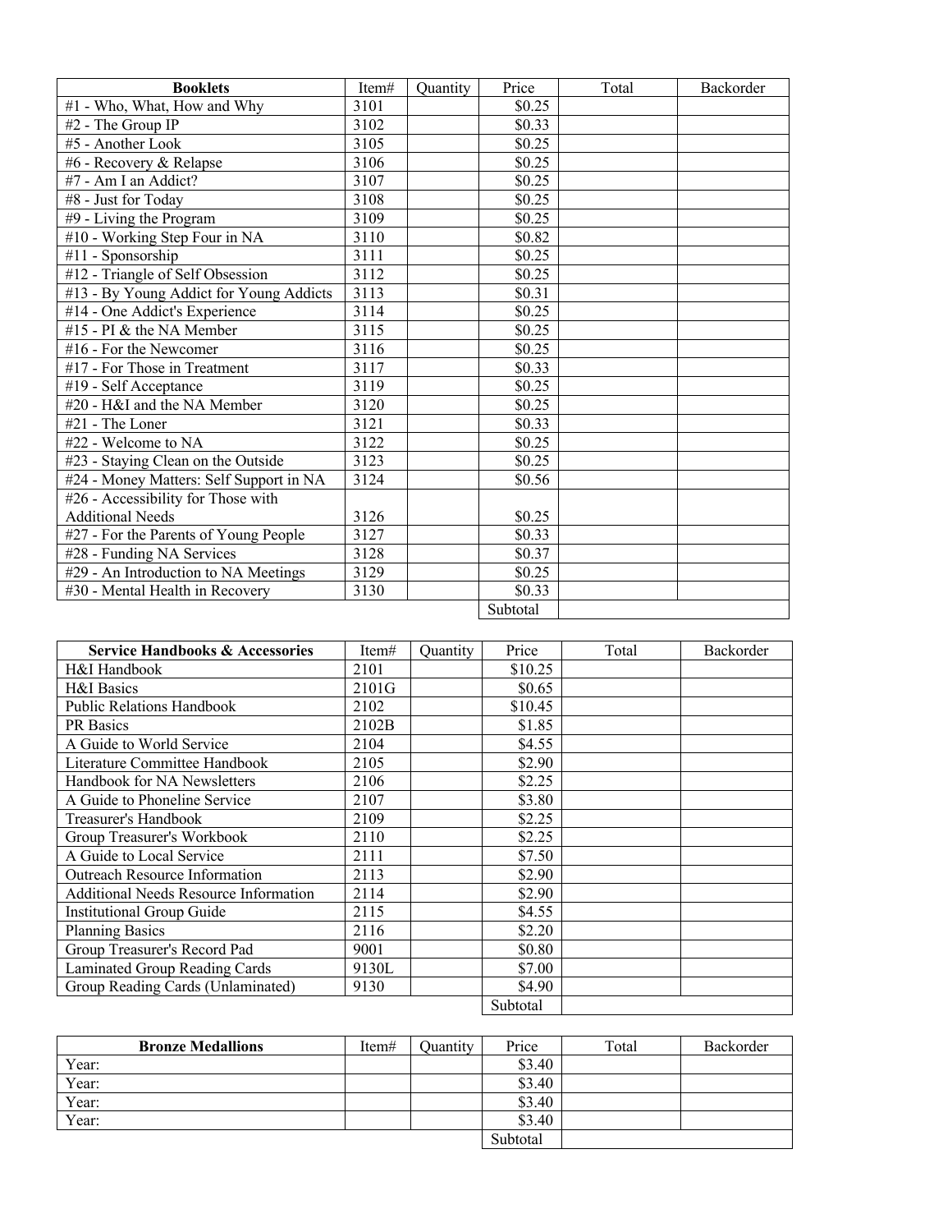| Booklets | Item# | Quantity | Price | Total | Backorder |
|---|---|---|---|---|---|
| #1 - Who, What, How and Why | 3101 | | $0.25 | | |
| #2 - The Group IP | 3102 | | $0.33 | | |
| #5 - Another Look | 3105 | | $0.25 | | |
| #6 - Recovery & Relapse | 3106 | | $0.25 | | |
| #7 - Am I an Addict? | 3107 | | $0.25 | | |
| #8 - Just for Today | 3108 | | $0.25 | | |
| #9 - Living the Program | 3109 | | $0.25 | | |
| #10 - Working Step Four in NA | 3110 | | $0.82 | | |
| #11 - Sponsorship | 3111 | | $0.25 | | |
| #12 - Triangle of Self Obsession | 3112 | | $0.25 | | |
| #13 - By Young Addict for Young Addicts | 3113 | | $0.31 | | |
| #14 - One Addict's Experience | 3114 | | $0.25 | | |
| #15 - PI & the NA Member | 3115 | | $0.25 | | |
| #16 - For the Newcomer | 3116 | | $0.25 | | |
| #17 - For Those in Treatment | 3117 | | $0.33 | | |
| #19 - Self Acceptance | 3119 | | $0.25 | | |
| #20 - H&I and the NA Member | 3120 | | $0.25 | | |
| #21 - The Loner | 3121 | | $0.33 | | |
| #22 - Welcome to NA | 3122 | | $0.25 | | |
| #23 - Staying Clean on the Outside | 3123 | | $0.25 | | |
| #24 - Money Matters: Self Support in NA | 3124 | | $0.56 | | |
| #26 - Accessibility for Those with Additional Needs | 3126 | | $0.25 | | |
| #27 - For the Parents of Young People | 3127 | | $0.33 | | |
| #28 - Funding NA Services | 3128 | | $0.37 | | |
| #29 - An Introduction to NA Meetings | 3129 | | $0.25 | | |
| #30 - Mental Health in Recovery | 3130 | | $0.33 | | |
| | | | Subtotal | | |

| Service Handbooks & Accessories | Item# | Quantity | Price | Total | Backorder |
|---|---|---|---|---|---|
| H&I Handbook | 2101 | | $10.25 | | |
| H&I Basics | 2101G | | $0.65 | | |
| Public Relations Handbook | 2102 | | $10.45 | | |
| PR Basics | 2102B | | $1.85 | | |
| A Guide to World Service | 2104 | | $4.55 | | |
| Literature Committee Handbook | 2105 | | $2.90 | | |
| Handbook for NA Newsletters | 2106 | | $2.25 | | |
| A Guide to Phoneline Service | 2107 | | $3.80 | | |
| Treasurer's Handbook | 2109 | | $2.25 | | |
| Group Treasurer's Workbook | 2110 | | $2.25 | | |
| A Guide to Local Service | 2111 | | $7.50 | | |
| Outreach Resource Information | 2113 | | $2.90 | | |
| Additional Needs Resource Information | 2114 | | $2.90 | | |
| Institutional Group Guide | 2115 | | $4.55 | | |
| Planning Basics | 2116 | | $2.20 | | |
| Group Treasurer's Record Pad | 9001 | | $0.80 | | |
| Laminated Group Reading Cards | 9130L | | $7.00 | | |
| Group Reading Cards (Unlaminated) | 9130 | | $4.90 | | |
| | | | Subtotal | | |

| Bronze Medallions | Item# | Quantity | Price | Total | Backorder |
|---|---|---|---|---|---|
| Year: | | | $3.40 | | |
| Year: | | | $3.40 | | |
| Year: | | | $3.40 | | |
| Year: | | | $3.40 | | |
| | | | Subtotal | | |